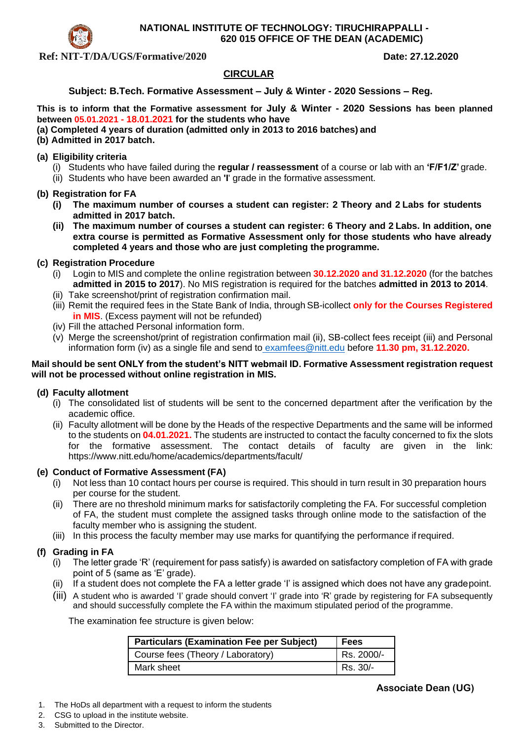**NATIONAL INSTITUTE OF TECHNOLOGY: TIRUCHIRAPPALLI - 620 015 OFFICE OF THE DEAN (ACADEMIC)**

**Ref: NIT-T/DA/UGS/Formative/2020** **Date: 27.12.2020**

## CIRCULAR

**Subject: B.Tech. Formative Assessment – July & Winter - 2020 Sessions – Reg.**

**This is to inform that the Formative assessment for July & Winter - 2020 Sessions has been planned between 05.01.2021 - 18.01.2021 for the students who have**
**(a) Completed 4 years of duration (admitted only in 2013 to 2016 batches) and**
**(b) Admitted in 2017 batch.**

**(a) Eligibility criteria**

(i) Students who have failed during the **regular / reassessment** of a course or lab with an **'F/F1/Z'** grade.
(ii) Students who have been awarded an **'I'** grade in the formative assessment.

**(b) Registration for FA**

**(i) The maximum number of courses a student can register: 2 Theory and 2 Labs for students admitted in 2017 batch.**
**(ii) The maximum number of courses a student can register: 6 Theory and 2 Labs. In addition, one extra course is permitted as Formative Assessment only for those students who have already completed 4 years and those who are just completing the programme.**

**(c) Registration Procedure**

(i) Login to MIS and complete the online registration between **30.12.2020 and 31.12.2020** (for the batches **admitted in 2015 to 2017**). No MIS registration is required for the batches **admitted in 2013 to 2014**.
(ii) Take screenshot/print of registration confirmation mail.
(iii) Remit the required fees in the State Bank of India, through SB-icollect **only for the Courses Registered in MIS**. (Excess payment will not be refunded)
(iv) Fill the attached Personal information form.
(v) Merge the screenshot/print of registration confirmation mail (ii), SB-collect fees receipt (iii) and Personal information form (iv) as a single file and send to examfees@nitt.edu before **11.30 pm, 31.12.2020.**

**Mail should be sent ONLY from the student's NITT webmail ID. Formative Assessment registration request will not be processed without online registration in MIS.**

**(d) Faculty allotment**

(i) The consolidated list of students will be sent to the concerned department after the verification by the academic office.
(ii) Faculty allotment will be done by the Heads of the respective Departments and the same will be informed to the students on **04.01.2021.** The students are instructed to contact the faculty concerned to fix the slots for the formative assessment. The contact details of faculty are given in the link: https://www.nitt.edu/home/academics/departments/facult/

**(e) Conduct of Formative Assessment (FA)**

(i) Not less than 10 contact hours per course is required. This should in turn result in 30 preparation hours per course for the student.
(ii) There are no threshold minimum marks for satisfactorily completing the FA. For successful completion of FA, the student must complete the assigned tasks through online mode to the satisfaction of the faculty member who is assigning the student.
(iii) In this process the faculty member may use marks for quantifying the performance if required.

**(f) Grading in FA**

(i) The letter grade 'R' (requirement for pass satisfy) is awarded on satisfactory completion of FA with grade point of 5 (same as 'E' grade).
(ii) If a student does not complete the FA a letter grade 'I' is assigned which does not have any grade point.
(iii) A student who is awarded 'I' grade should convert 'I' grade into 'R' grade by registering for FA subsequently and should successfully complete the FA within the maximum stipulated period of the programme.

The examination fee structure is given below:

| Particulars (Examination Fee per Subject) | Fees |
|---|---|
| Course fees (Theory / Laboratory) | Rs. 2000/- |
| Mark sheet | Rs. 30/- |

**Associate Dean (UG)**

1. The HoDs all department with a request to inform the students
2. CSG to upload in the institute website.
3. Submitted to the Director.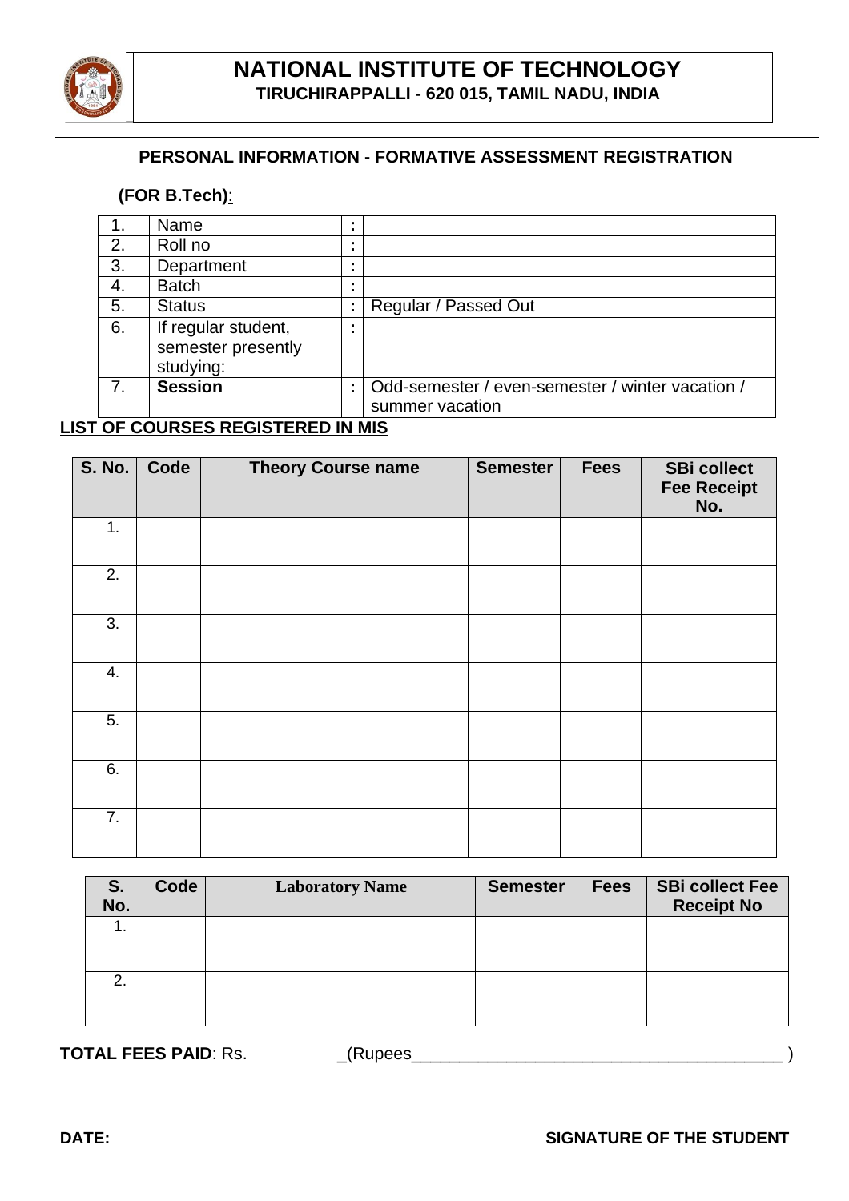# NATIONAL INSTITUTE OF TECHNOLOGY

**TIRUCHIRAPPALLI - 620 015, TAMIL NADU, INDIA**

## PERSONAL INFORMATION - FORMATIVE ASSESSMENT REGISTRATION

**(FOR B.Tech)**:

| | | | |
|---|---|---|---|
| 1. | Name | : | |
| 2. | Roll no | : | |
| 3. | Department | : | |
| 4. | Batch | : | |
| 5. | Status | : | Regular / Passed Out |
| 6. | If regular student, semester presently studying: | : | |
| 7. | **Session** | : | Odd-semester / even-semester / winter vacation / summer vacation |

**LIST OF COURSES REGISTERED IN MIS**

| S. No. | Code | Theory Course name | Semester | Fees | SBi collect Fee Receipt No. |
|---|---|---|---|---|---|
| 1. | | | | | |
| 2. | | | | | |
| 3. | | | | | |
| 4. | | | | | |
| 5. | | | | | |
| 6. | | | | | |
| 7. | | | | | |

| S. No. | Code | Laboratory Name | Semester | Fees | SBi collect Fee Receipt No |
|---|---|---|---|---|---|
| 1. | | | | | |
| 2. | | | | | |

**TOTAL FEES PAID**: Rs.__________(Rupees_______________________________________)

**DATE:**

**SIGNATURE OF THE STUDENT**